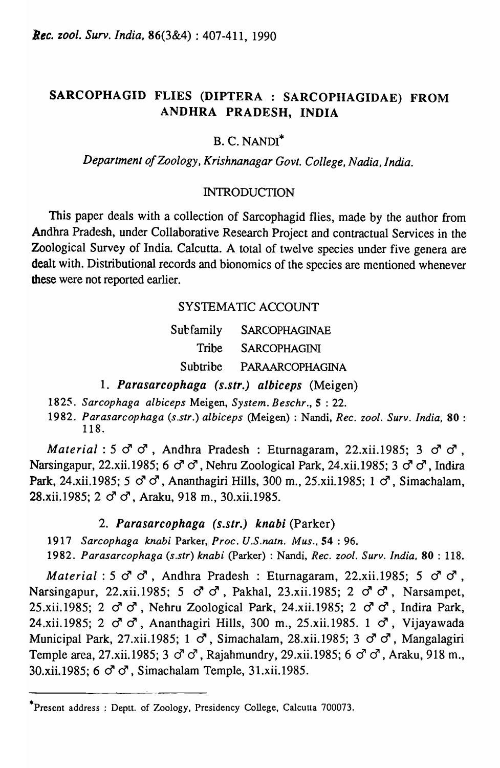# SARCOPHAGID FLIES (DIPTERA : SARCOPHAGIDAE) FROM ANDHRA PRADESH, INDIA

B. C. NANDI*

*Department of Zoology, Krishnanagar Govt. College, Nadia, India.*

## INTRODUCTION

This paper deals with a collection of Sarcophagid flies, made by the author from Andhra Pradesh, under Collaborative Research Project and contractual Services in the Zoological Survey of India. Calcutta. A total of twelve species under five genera are dealt with. Distributional records and bionomics of the species are mentioned whenever these were not reported earlier.

## SYSTEMATIC ACCOUNT

Subfamily SARCOPHAGINAE

Tribe SARCOPHAGINI

Subtribe PARAARCOPHAGINA

### 1. *Parasarcophaga (s.str.) albiceps* (Meigen)

1825. *Sarcophaga albiceps* Meigen, *System. Beschr.*, **5** : 22.

1982. *Parasarcophaga (s.str.) albiceps* (Meigen) : Nandi, *Rec. zool. Surv. India*, **80** : 118.

*Material* : 5 ♂♂, Andhra Pradesh : Eturnagaram, 22.xii.1985; 3 ♂♂, Narsingapur, 22.xii.1985; 6 ♂♂, Nehru Zoological Park, 24.xii.1985; 3 ♂♂, Indira Park, 24.xii.1985; 5 ♂♂, Ananthagiri Hills, 300 m., 25.xii.1985; 1 ♂, Simachalam, 28.xii.1985; 2 ♂♂, Araku, 918 m., 30.xii.1985.

### 2. *Parasarcophaga (s.str.) knabi* (Parker)

1917 *Sarcophaga knabi* Parker, *Proc. U.S.natn. Mus.*, **54** : 96.

1982. *Parasarcophaga (s.str) knabi* (Parker) : Nandi, *Rec. zool. Surv. India*, **80** : 118.

*Material* : 5 ♂♂, Andhra Pradesh : Eturnagaram, 22.xii.1985; 5 ♂♂, Narsingapur, 22.xii.1985; 5 ♂♂, Pakhal, 23.xii.1985; 2 ♂♂, Narsampet, 25.xii.1985; 2 ♂♂, Nehru Zoological Park, 24.xii.1985; 2 ♂♂, Indira Park, 24.xii.1985; 2 ♂♂, Ananthagiri Hills, 300 m., 25.xii.1985. 1 ♂, Vijayawada Municipal Park, 27.xii.1985; 1 ♂, Simachalam, 28.xii.1985; 3 ♂♂, Mangalagiri Temple area, 27.xii.1985; 3 ♂♂, Rajahmundry, 29.xii.1985; 6 ♂♂, Araku, 918 m., 30.xii.1985; 6 ♂♂, Simachalam Temple, 31.xii.1985.

---

*Present address : Deptt. of Zoology, Presidency College, Calcutta 700073.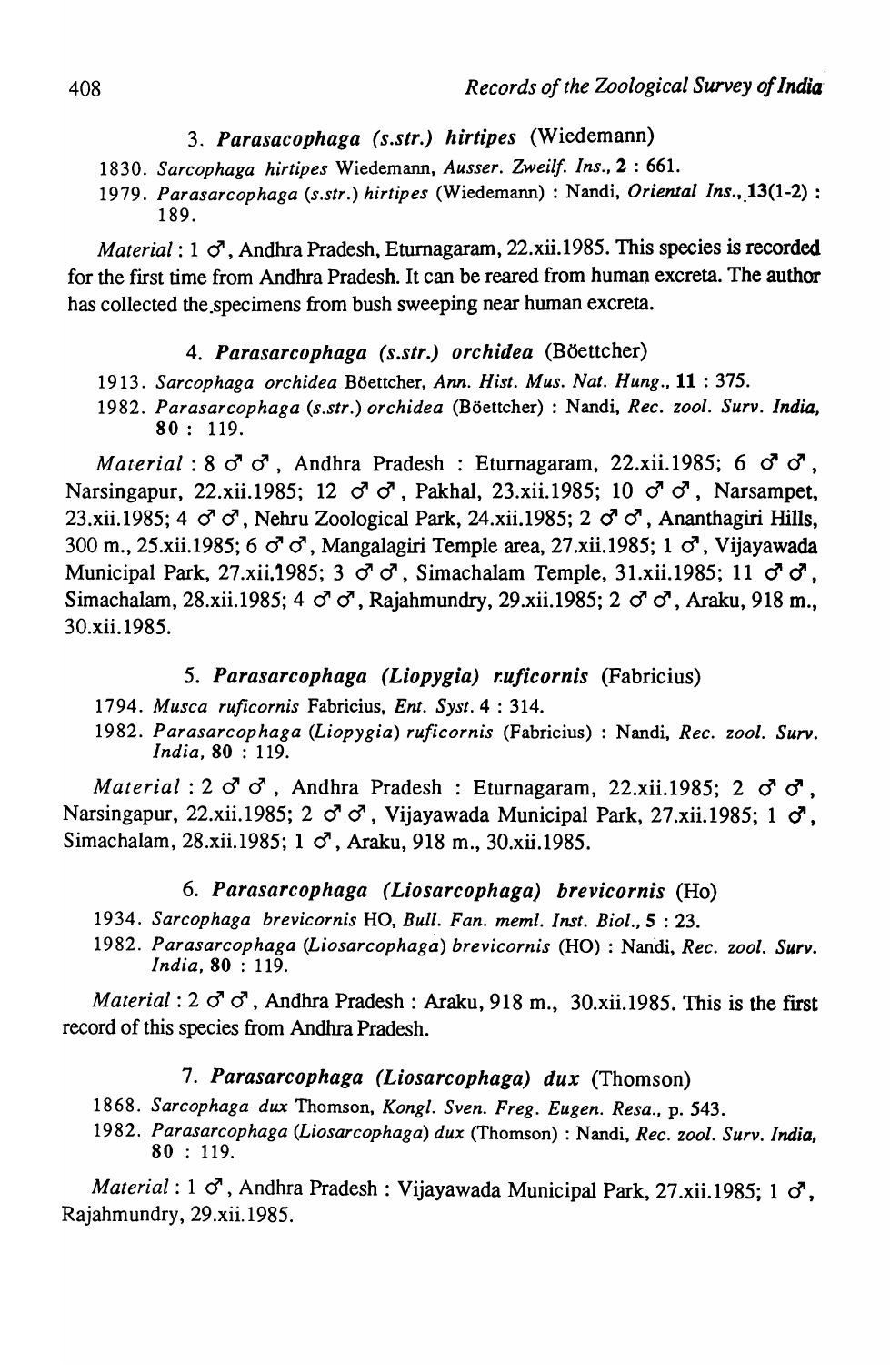### 3. *Parasacophaga (s.str.) hirtipes* (Wiedemann)

1830. *Sarcophaga hirtipes* Wiedemann, *Ausser. Zweilf. Ins.*, **2** : 661.

1979. *Parasarcophaga (s.str.) hirtipes* (Wiedemann) : Nandi, *Oriental Ins.*, **13(1-2)** : 189.

*Material* : 1 ♂, Andhra Pradesh, Eturnagaram, 22.xii.1985. This species is recorded for the first time from Andhra Pradesh. It can be reared from human excreta. The author has collected the specimens from bush sweeping near human excreta.

### 4. *Parasarcophaga (s.str.) orchidea* (Böettcher)

1913. *Sarcophaga orchidea* Böettcher, *Ann. Hist. Mus. Nat. Hung.*, **11** : 375.

1982. *Parasarcophaga (s.str.) orchidea* (Böettcher) : Nandi, *Rec. zool. Surv. India*, **80** : 119.

*Material* : 8 ♂♂, Andhra Pradesh : Eturnagaram, 22.xii.1985; 6 ♂♂, Narsingapur, 22.xii.1985; 12 ♂♂, Pakhal, 23.xii.1985; 10 ♂♂, Narsampet, 23.xii.1985; 4 ♂♂, Nehru Zoological Park, 24.xii.1985; 2 ♂♂, Ananthagiri Hills, 300 m., 25.xii.1985; 6 ♂♂, Mangalagiri Temple area, 27.xii.1985; 1 ♂, Vijayawada Municipal Park, 27.xii.1985; 3 ♂♂, Simachalam Temple, 31.xii.1985; 11 ♂♂, Simachalam, 28.xii.1985; 4 ♂♂, Rajahmundry, 29.xii.1985; 2 ♂♂, Araku, 918 m., 30.xii.1985.

### 5. *Parasarcophaga (Liopygia) ruficornis* (Fabricius)

1794. *Musca ruficornis* Fabricius, *Ent. Syst.* **4** : 314.

1982. *Parasarcophaga (Liopygia) ruficornis* (Fabricius) : Nandi, *Rec. zool. Surv. India*, **80** : 119.

*Material* : 2 ♂♂, Andhra Pradesh : Eturnagaram, 22.xii.1985; 2 ♂♂, Narsingapur, 22.xii.1985; 2 ♂♂, Vijayawada Municipal Park, 27.xii.1985; 1 ♂, Simachalam, 28.xii.1985; 1 ♂, Araku, 918 m., 30.xii.1985.

### 6. *Parasarcophaga (Liosarcophaga) brevicornis* (Ho)

1934. *Sarcophaga brevicornis* HO, *Bull. Fan. meml. Inst. Biol.*, **5** : 23.

1982. *Parasarcophaga (Liosarcophaga) brevicornis* (HO) : Nandi, *Rec. zool. Surv. India*, **80** : 119.

*Material* : 2 ♂♂, Andhra Pradesh : Araku, 918 m., 30.xii.1985. This is the first record of this species from Andhra Pradesh.

### 7. *Parasarcophaga (Liosarcophaga) dux* (Thomson)

1868. *Sarcophaga dux* Thomson, *Kongl. Sven. Freg. Eugen. Resa.*, p. 543.

1982. *Parasarcophaga (Liosarcophaga) dux* (Thomson) : Nandi, *Rec. zool. Surv. India*, **80** : 119.

*Material* : 1 ♂, Andhra Pradesh : Vijayawada Municipal Park, 27.xii.1985; 1 ♂, Rajahmundry, 29.xii.1985.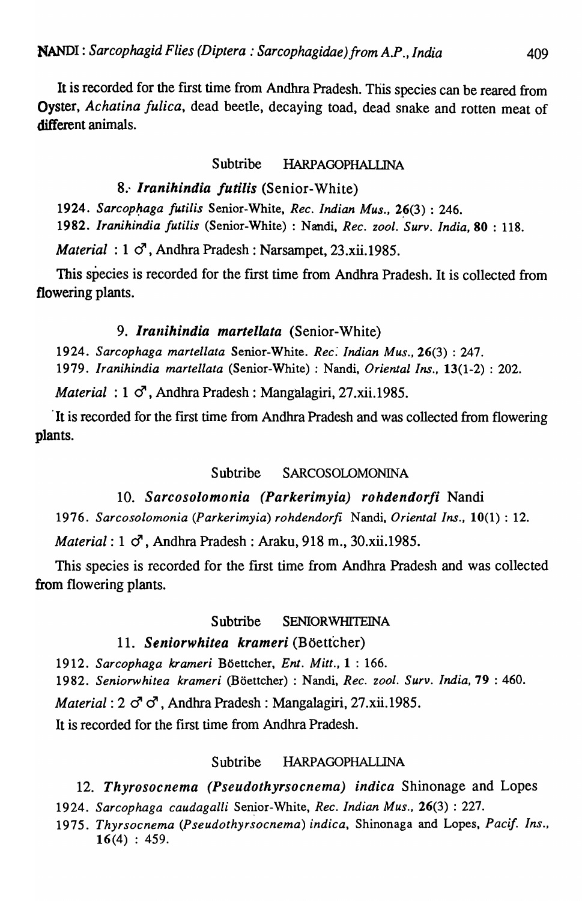It is recorded for the first time from Andhra Pradesh. This species can be reared from Oyster, *Achatina fulica*, dead beetle, decaying toad, dead snake and rotten meat of different animals.

### Subtribe HARPAGOPHALLINA

#### 8. *Iranihindia futilis* (Senior-White)

1924. *Sarcophaga futilis* Senior-White, *Rec. Indian Mus.*, **26**(3) : 246.
1982. *Iranihindia futilis* (Senior-White) : Nandi, *Rec. zool. Surv. India*, **80** : 118.

*Material* : 1 ♂, Andhra Pradesh : Narsampet, 23.xii.1985.

This species is recorded for the first time from Andhra Pradesh. It is collected from flowering plants.

#### 9. *Iranihindia martellata* (Senior-White)

1924. *Sarcophaga martellata* Senior-White. *Rec. Indian Mus.*, **26**(3) : 247.
1979. *Iranihindia martellata* (Senior-White) : Nandi, *Oriental Ins.*, **13**(1-2) : 202.

*Material* : 1 ♂, Andhra Pradesh : Mangalagiri, 27.xii.1985.

It is recorded for the first time from Andhra Pradesh and was collected from flowering plants.

### Subtribe SARCOSOLOMONINA

#### 10. *Sarcosolomonia (Parkerimyia) rohdendorfi* Nandi

1976. *Sarcosolomonia (Parkerimyia) rohdendorfi* Nandi, *Oriental Ins.*, **10**(1) : 12.

*Material* : 1 ♂, Andhra Pradesh : Araku, 918 m., 30.xii.1985.

This species is recorded for the first time from Andhra Pradesh and was collected from flowering plants.

### Subtribe SENIORWHITEINA

#### 11. *Seniorwhitea krameri* (Böettcher)

1912. *Sarcophaga krameri* Böettcher, *Ent. Mitt.*, **1** : 166.
1982. *Seniorwhitea krameri* (Böettcher) : Nandi, *Rec. zool. Surv. India*, **79** : 460.

*Material* : 2 ♂♂, Andhra Pradesh : Mangalagiri, 27.xii.1985.

It is recorded for the first time from Andhra Pradesh.

### Subtribe HARPAGOPHALLINA

#### 12. *Thyrosocnema (Pseudothyrsocnema) indica* Shinonage and Lopes

1924. *Sarcophaga caudagalli* Senior-White, *Rec. Indian Mus.*, **26**(3) : 227.
1975. *Thyrsocnema (Pseudothyrsocnema) indica*, Shinonaga and Lopes, *Pacif. Ins.*, **16**(4) : 459.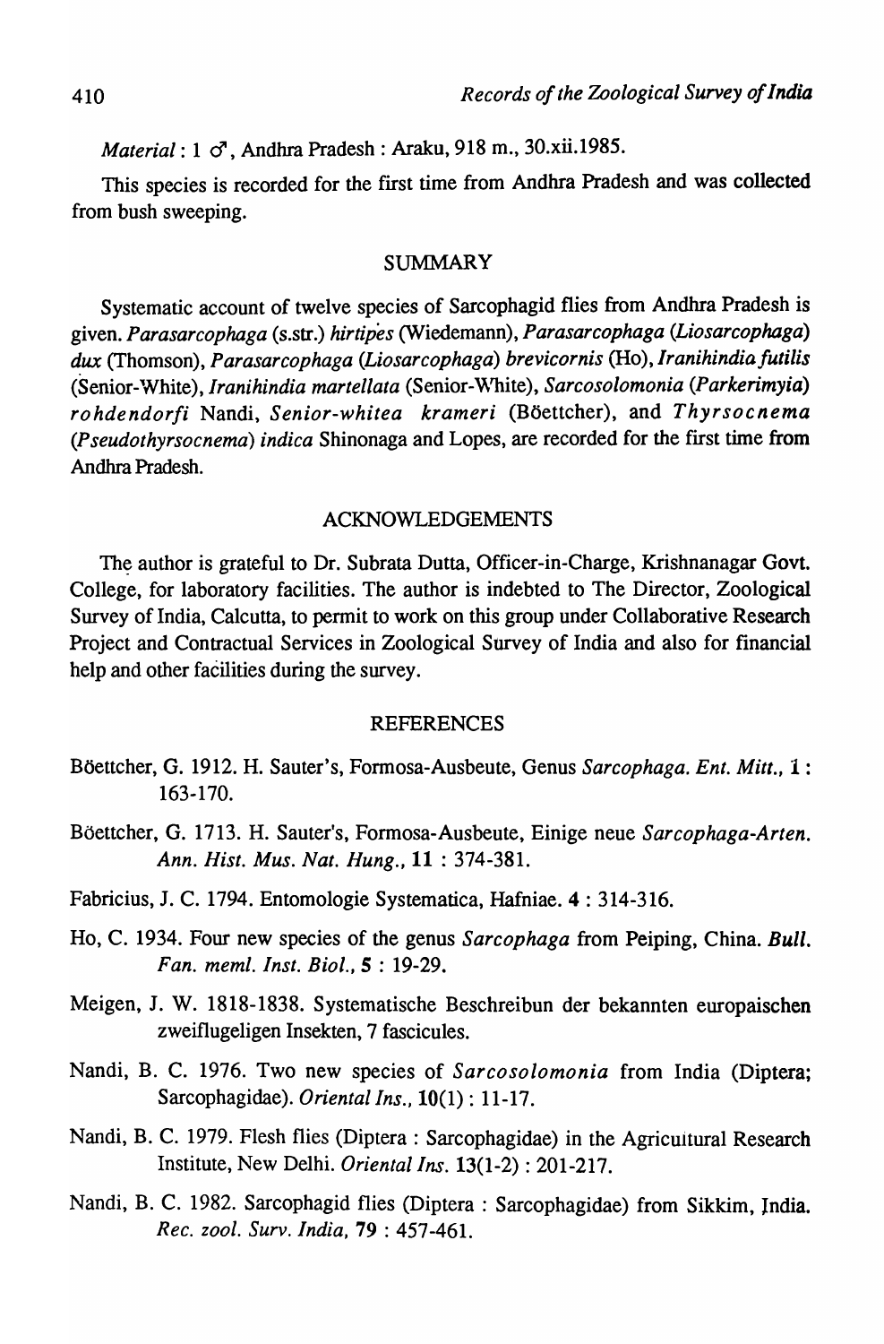*Material* : 1 ♂, Andhra Pradesh : Araku, 918 m., 30.xii.1985.

This species is recorded for the first time from Andhra Pradesh and was collected from bush sweeping.

## SUMMARY

Systematic account of twelve species of Sarcophagid flies from Andhra Pradesh is given. *Parasarcophaga* (s.str.) *hirtipes* (Wiedemann), *Parasarcophaga (Liosarcophaga) dux* (Thomson), *Parasarcophaga (Liosarcophaga) brevicornis* (Ho), *Iranihindia futilis* (Senior-White), *Iranihindia martellata* (Senior-White), *Sarcosolomonia (Parkerimyia) rohdendorfi* Nandi, *Senior-whitea krameri* (Böettcher), and *Thyrsocnema (Pseudothyrsocnema) indica* Shinonaga and Lopes, are recorded for the first time from Andhra Pradesh.

## ACKNOWLEDGEMENTS

The author is grateful to Dr. Subrata Dutta, Officer-in-Charge, Krishnanagar Govt. College, for laboratory facilities. The author is indebted to The Director, Zoological Survey of India, Calcutta, to permit to work on this group under Collaborative Research Project and Contractual Services in Zoological Survey of India and also for financial help and other facilities during the survey.

## REFERENCES

Böettcher, G. 1912. H. Sauter's, Formosa-Ausbeute, Genus *Sarcophaga*. *Ent. Mitt.*, **1** : 163-170.

Böettcher, G. 1713. H. Sauter's, Formosa-Ausbeute, Einige neue *Sarcophaga-Arten*. *Ann. Hist. Mus. Nat. Hung.*, **11** : 374-381.

Fabricius, J. C. 1794. Entomologie Systematica, Hafniae. **4** : 314-316.

Ho, C. 1934. Four new species of the genus *Sarcophaga* from Peiping, China. *Bull. Fan. meml. Inst. Biol.*, **5** : 19-29.

Meigen, J. W. 1818-1838. Systematische Beschreibun der bekannten europaischen zweiflugeligen Insekten, 7 fascicules.

Nandi, B. C. 1976. Two new species of *Sarcosolomonia* from India (Diptera; Sarcophagidae). *Oriental Ins.*, **10**(1) : 11-17.

Nandi, B. C. 1979. Flesh flies (Diptera : Sarcophagidae) in the Agricultural Research Institute, New Delhi. *Oriental Ins.* **13**(1-2) : 201-217.

Nandi, B. C. 1982. Sarcophagid flies (Diptera : Sarcophagidae) from Sikkim, India. *Rec. zool. Surv. India*, **79** : 457-461.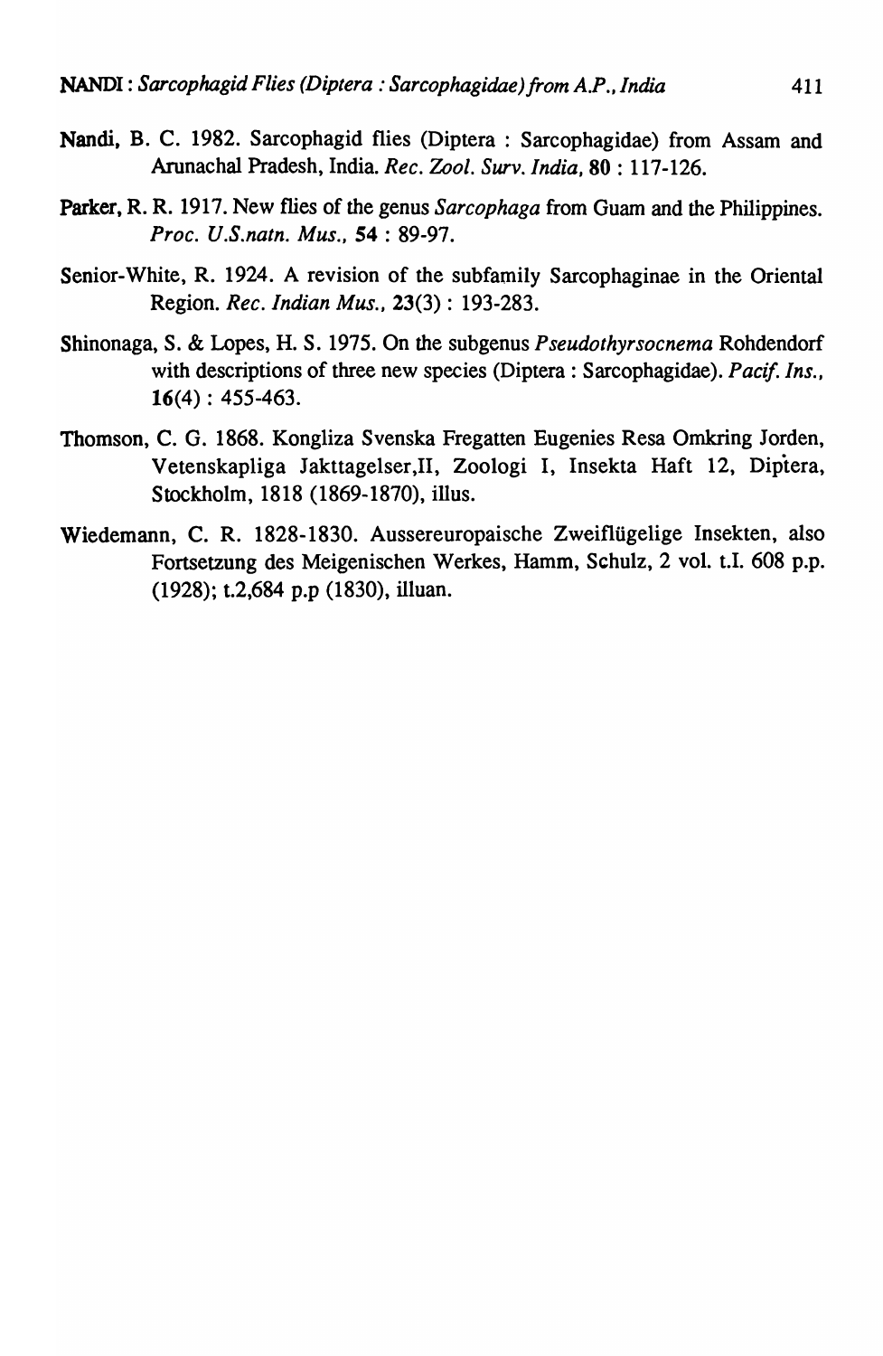**Nandi**, B. C. 1982. Sarcophagid flies (Diptera : Sarcophagidae) from Assam and Arunachal Pradesh, India. *Rec. Zool. Surv. India*, **80** : 117-126.

**Parker**, R. R. 1917. New flies of the genus *Sarcophaga* from Guam and the Philippines. *Proc. U.S.natn. Mus.*, **54** : 89-97.

Senior-White, R. 1924. A revision of the subfamily Sarcophaginae in the Oriental Region. *Rec. Indian Mus.*, **23**(3) : 193-283.

Shinonaga, S. & Lopes, H. S. 1975. On the subgenus *Pseudothyrsocnema* Rohdendorf with descriptions of three new species (Diptera : Sarcophagidae). *Pacif. Ins.*, **16**(4) : 455-463.

Thomson, C. G. 1868. Kongliza Svenska Fregatten Eugenies Resa Omkring Jorden, Vetenskapliga Jakttagelser,II, Zoologi I, Insekta Haft 12, Diptera, Stockholm, 1818 (1869-1870), illus.

Wiedemann, C. R. 1828-1830. Aussereuropaische Zweiflügelige Insekten, also Fortsetzung des Meigenischen Werkes, Hamm, Schulz, 2 vol. t.I. 608 p.p. (1928); t.2,684 p.p (1830), illuan.